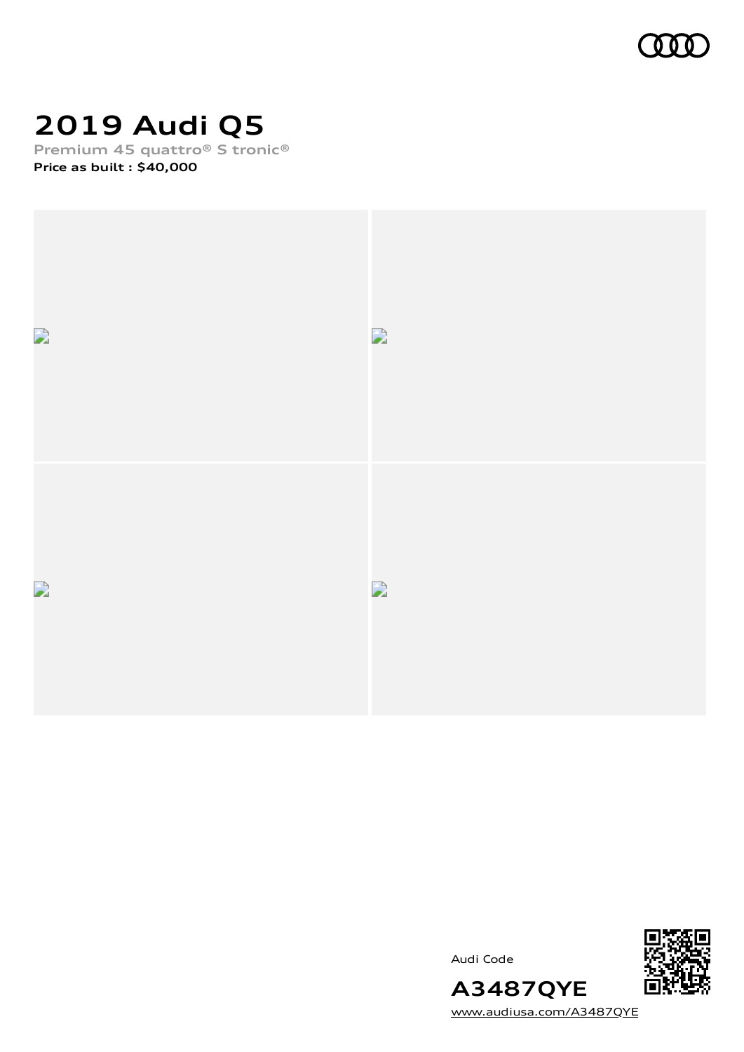# 2019 Audi Q5

Premium 45 quattro® S tronic®

**Price as built : $40,000**

Audi Code

**A3487QYE**

www.audiusa.com/A3487QYE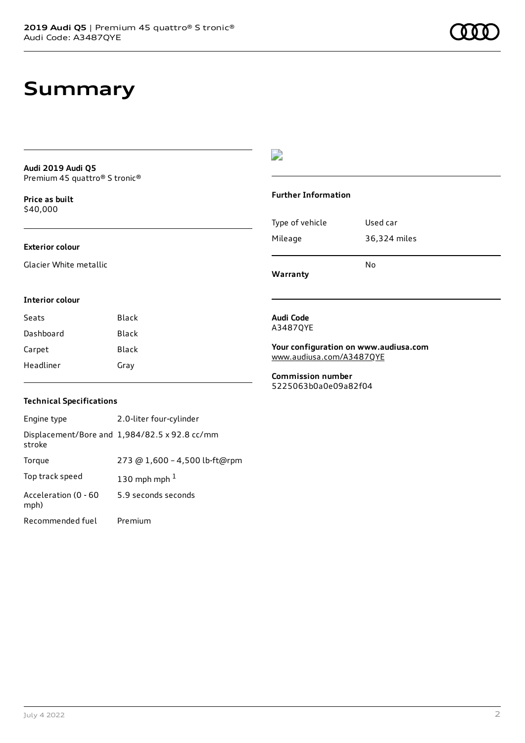# Summary

**Audi 2019 Audi Q5**
Premium 45 quattro® S tronic®

**Price as built**
$40,000

### Exterior colour

Glacier White metallic

### Interior colour

| Seats | Black |
| --- | --- |
| Dashboard | Black |
| Carpet | Black |
| Headliner | Gray |

### Technical Specifications

| Engine type | 2.0-liter four-cylinder |
| --- | --- |
| Displacement/Bore and stroke | 1,984/82.5 x 92.8 cc/mm |
| Torque | 273 @ 1,600 – 4,500 lb-ft@rpm |
| Top track speed | 130 mph mph [1] |
| Acceleration (0 - 60 mph) | 5.9 seconds seconds |
| Recommended fuel | Premium |

### Further Information

| Type of vehicle | Used car |
| --- | --- |
| Mileage | 36,324 miles |
| **Warranty** | No |

**Audi Code**
A3487QYE

**Your configuration on www.audiusa.com**
www.audiusa.com/A3487QYE

**Commission number**
5225063b0a0e09a82f04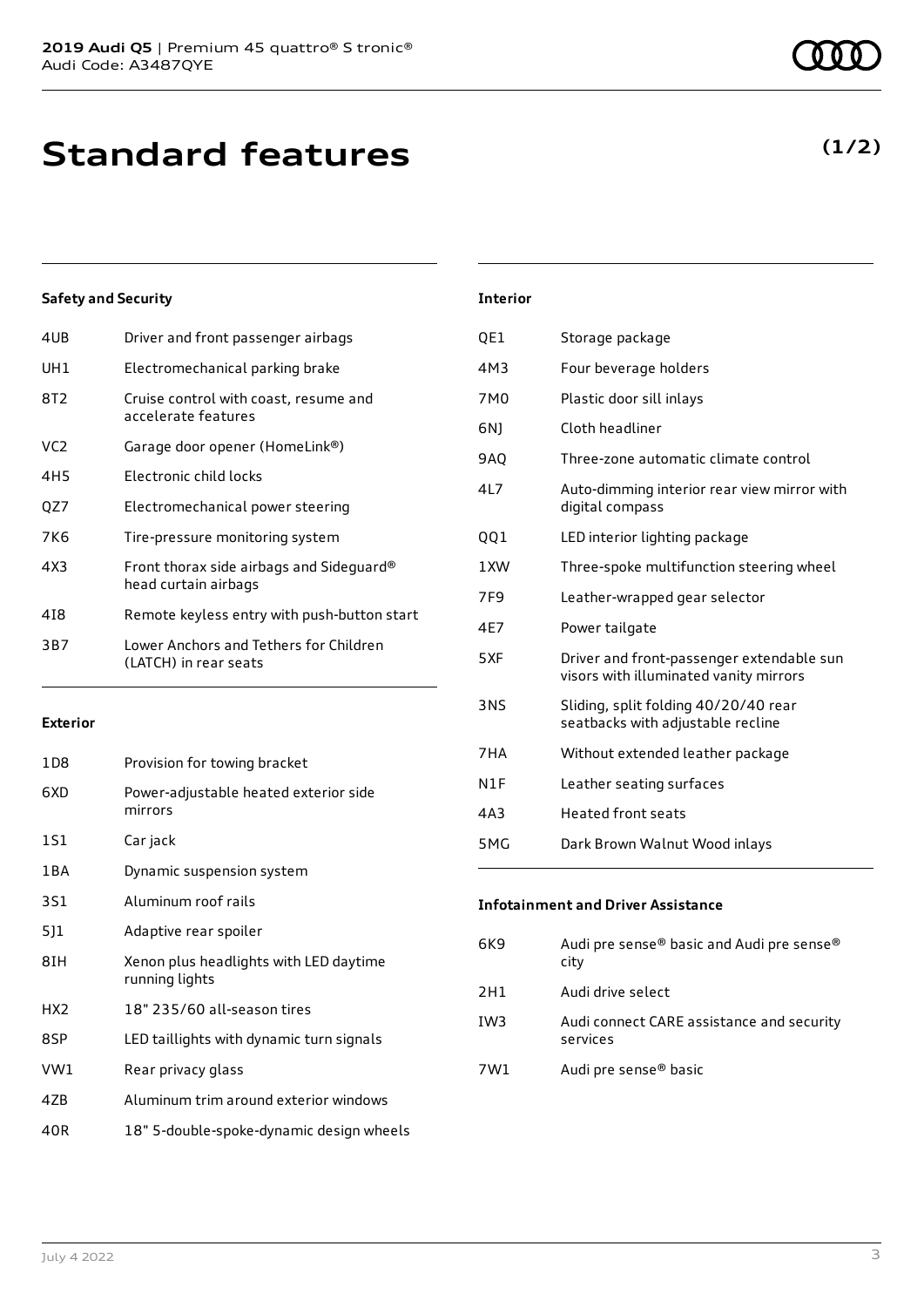# Standard features

(1/2)

### Safety and Security

| | |
|---|---|
| 4UB | Driver and front passenger airbags |
| UH1 | Electromechanical parking brake |
| 8T2 | Cruise control with coast, resume and accelerate features |
| VC2 | Garage door opener (HomeLink®) |
| 4H5 | Electronic child locks |
| QZ7 | Electromechanical power steering |
| 7K6 | Tire-pressure monitoring system |
| 4X3 | Front thorax side airbags and Sideguard® head curtain airbags |
| 4I8 | Remote keyless entry with push-button start |
| 3B7 | Lower Anchors and Tethers for Children (LATCH) in rear seats |

### Exterior

| | |
|---|---|
| 1D8 | Provision for towing bracket |
| 6XD | Power-adjustable heated exterior side mirrors |
| 1S1 | Car jack |
| 1BA | Dynamic suspension system |
| 3S1 | Aluminum roof rails |
| 5J1 | Adaptive rear spoiler |
| 8IH | Xenon plus headlights with LED daytime running lights |
| HX2 | 18" 235/60 all-season tires |
| 8SP | LED taillights with dynamic turn signals |
| VW1 | Rear privacy glass |
| 4ZB | Aluminum trim around exterior windows |
| 40R | 18" 5-double-spoke-dynamic design wheels |

### Interior

| | |
|---|---|
| QE1 | Storage package |
| 4M3 | Four beverage holders |
| 7M0 | Plastic door sill inlays |
| 6NJ | Cloth headliner |
| 9AQ | Three-zone automatic climate control |
| 4L7 | Auto-dimming interior rear view mirror with digital compass |
| QQ1 | LED interior lighting package |
| 1XW | Three-spoke multifunction steering wheel |
| 7F9 | Leather-wrapped gear selector |
| 4E7 | Power tailgate |
| 5XF | Driver and front-passenger extendable sun visors with illuminated vanity mirrors |
| 3NS | Sliding, split folding 40/20/40 rear seatbacks with adjustable recline |
| 7HA | Without extended leather package |
| N1F | Leather seating surfaces |
| 4A3 | Heated front seats |
| 5MG | Dark Brown Walnut Wood inlays |

### Infotainment and Driver Assistance

| | |
|---|---|
| 6K9 | Audi pre sense® basic and Audi pre sense® city |
| 2H1 | Audi drive select |
| IW3 | Audi connect CARE assistance and security services |
| 7W1 | Audi pre sense® basic |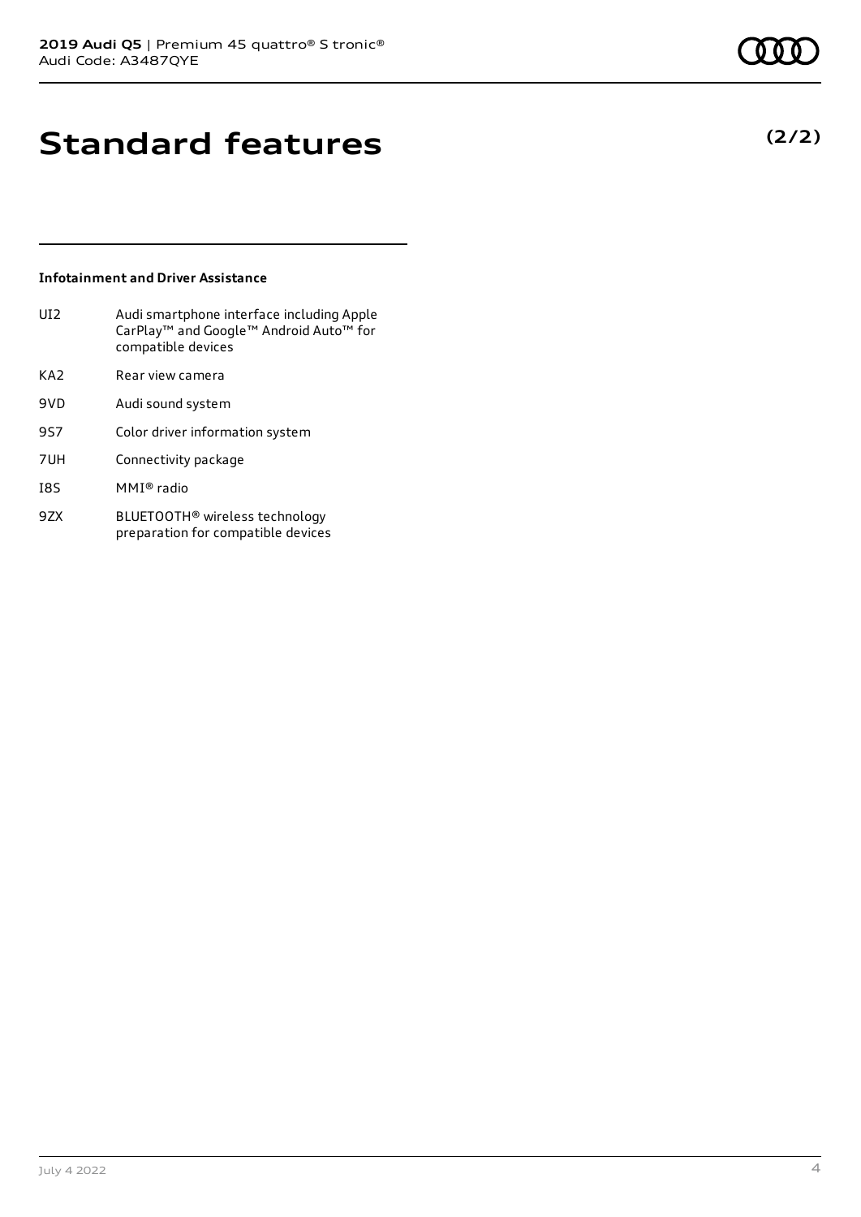# Standard features

**(2/2)**

### Infotainment and Driver Assistance

| | |
|---|---|
| UI2 | Audi smartphone interface including Apple CarPlay™ and Google™ Android Auto™ for compatible devices |
| KA2 | Rear view camera |
| 9VD | Audi sound system |
| 9S7 | Color driver information system |
| 7UH | Connectivity package |
| I8S | MMI® radio |
| 9ZX | BLUETOOTH® wireless technology preparation for compatible devices |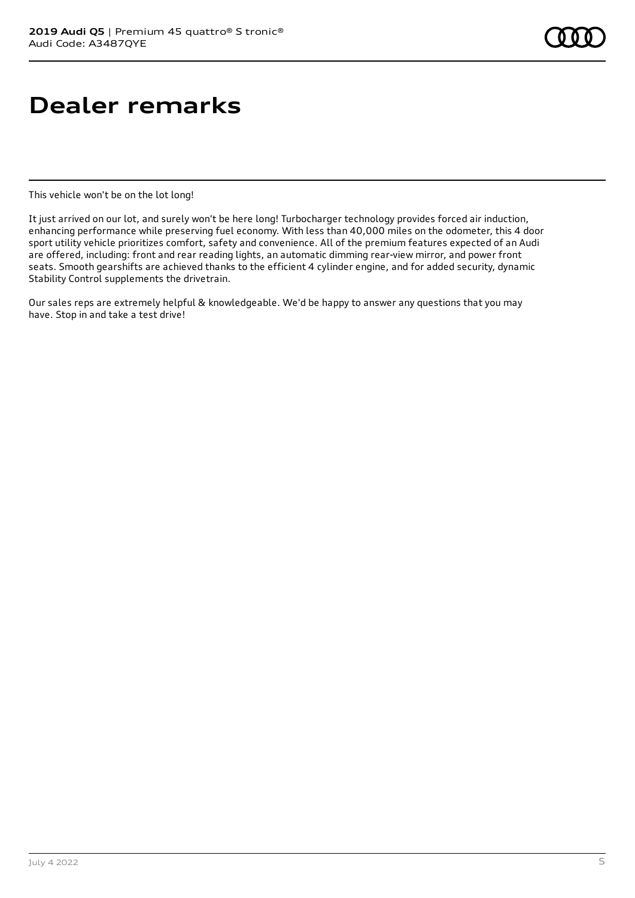# Dealer remarks

This vehicle won't be on the lot long!

It just arrived on our lot, and surely won't be here long! Turbocharger technology provides forced air induction, enhancing performance while preserving fuel economy. With less than 40,000 miles on the odometer, this 4 door sport utility vehicle prioritizes comfort, safety and convenience. All of the premium features expected of an Audi are offered, including: front and rear reading lights, an automatic dimming rear-view mirror, and power front seats. Smooth gearshifts are achieved thanks to the efficient 4 cylinder engine, and for added security, dynamic Stability Control supplements the drivetrain.

Our sales reps are extremely helpful & knowledgeable. We'd be happy to answer any questions that you may have. Stop in and take a test drive!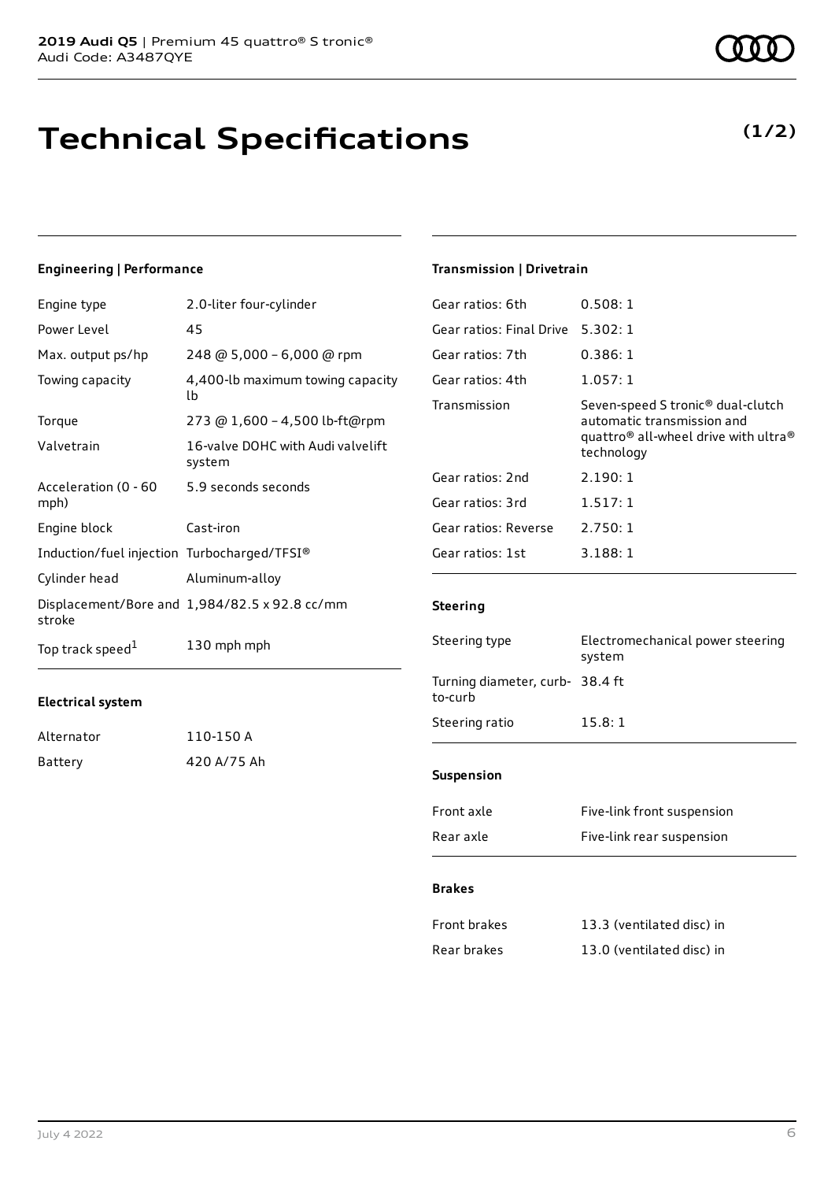**2019 Audi Q5** | Premium 45 quattro® S tronic®
Audi Code: A3487QYE

# Technical Specifications

**(1/2)**

### Engineering | Performance

| | |
|---|---|
| Engine type | 2.0-liter four-cylinder |
| Power Level | 45 |
| Max. output ps/hp | 248 @ 5,000 – 6,000 @ rpm |
| Towing capacity | 4,400-lb maximum towing capacity lb |
| Torque | 273 @ 1,600 – 4,500 lb-ft@rpm |
| Valvetrain | 16-valve DOHC with Audi valvelift system |
| Acceleration (0 - 60 mph) | 5.9 seconds seconds |
| Engine block | Cast-iron |
| Induction/fuel injection | Turbocharged/TFSI® |
| Cylinder head | Aluminum-alloy |
| Displacement/Bore and stroke | 1,984/82.5 x 92.8 cc/mm |
| Top track speed[1] | 130 mph mph |

### Electrical system

| | |
|---|---|
| Alternator | 110-150 A |
| Battery | 420 A/75 Ah |

### Transmission | Drivetrain

| | |
|---|---|
| Gear ratios: 6th | 0.508: 1 |
| Gear ratios: Final Drive | 5.302: 1 |
| Gear ratios: 7th | 0.386: 1 |
| Gear ratios: 4th | 1.057: 1 |
| Transmission | Seven-speed S tronic® dual-clutch automatic transmission and quattro® all-wheel drive with ultra® technology |
| Gear ratios: 2nd | 2.190: 1 |
| Gear ratios: 3rd | 1.517: 1 |
| Gear ratios: Reverse | 2.750: 1 |
| Gear ratios: 1st | 3.188: 1 |

### Steering

| | |
|---|---|
| Steering type | Electromechanical power steering system |
| Turning diameter, curb-to-curb | 38.4 ft |
| Steering ratio | 15.8: 1 |

### Suspension

| | |
|---|---|
| Front axle | Five-link front suspension |
| Rear axle | Five-link rear suspension |

### Brakes

| | |
|---|---|
| Front brakes | 13.3 (ventilated disc) in |
| Rear brakes | 13.0 (ventilated disc) in |

July 4 2022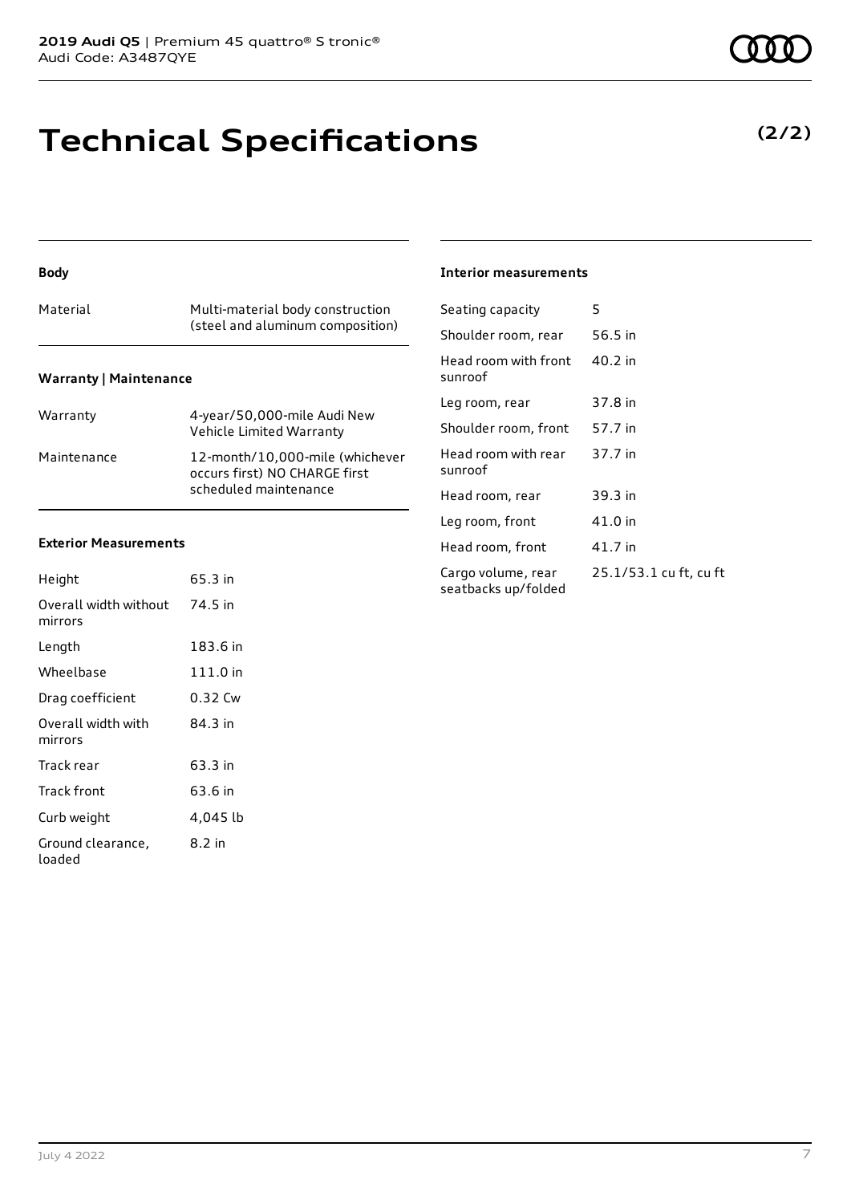# Technical Specifications

**(2/2)**

### Body

| | |
|---|---|
| Material | Multi-material body construction (steel and aluminum composition) |

### Warranty | Maintenance

| | |
|---|---|
| Warranty | 4-year/50,000-mile Audi New Vehicle Limited Warranty |
| Maintenance | 12-month/10,000-mile (whichever occurs first) NO CHARGE first scheduled maintenance |

### Exterior Measurements

| | |
|---|---|
| Height | 65.3 in |
| Overall width without mirrors | 74.5 in |
| Length | 183.6 in |
| Wheelbase | 111.0 in |
| Drag coefficient | 0.32 Cw |
| Overall width with mirrors | 84.3 in |
| Track rear | 63.3 in |
| Track front | 63.6 in |
| Curb weight | 4,045 lb |
| Ground clearance, loaded | 8.2 in |

### Interior measurements

| | |
|---|---|
| Seating capacity | 5 |
| Shoulder room, rear | 56.5 in |
| Head room with front sunroof | 40.2 in |
| Leg room, rear | 37.8 in |
| Shoulder room, front | 57.7 in |
| Head room with rear sunroof | 37.7 in |
| Head room, rear | 39.3 in |
| Leg room, front | 41.0 in |
| Head room, front | 41.7 in |
| Cargo volume, rear seatbacks up/folded | 25.1/53.1 cu ft, cu ft |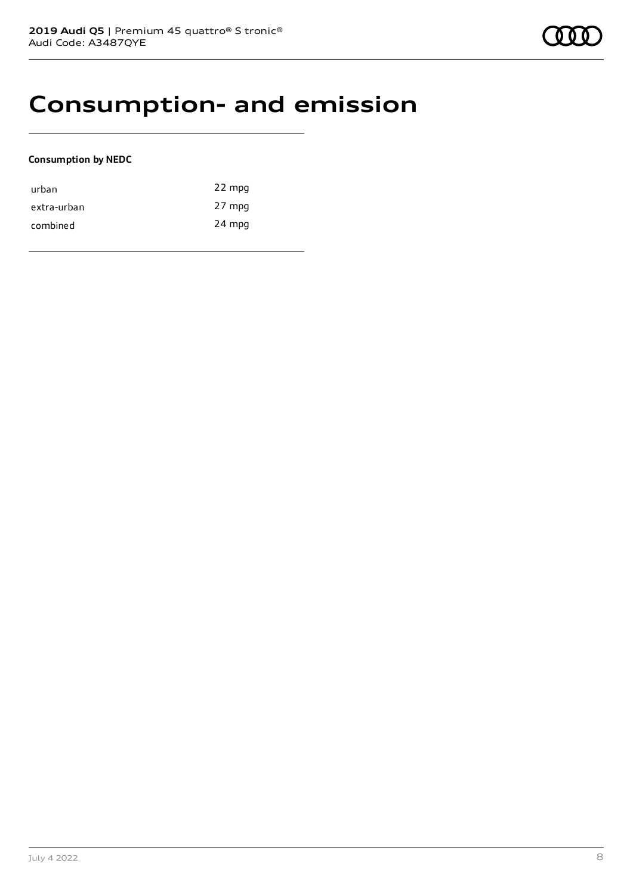# Consumption- and emission

**Consumption by NEDC**

| | |
|---|---|
| urban | 22 mpg |
| extra-urban | 27 mpg |
| combined | 24 mpg |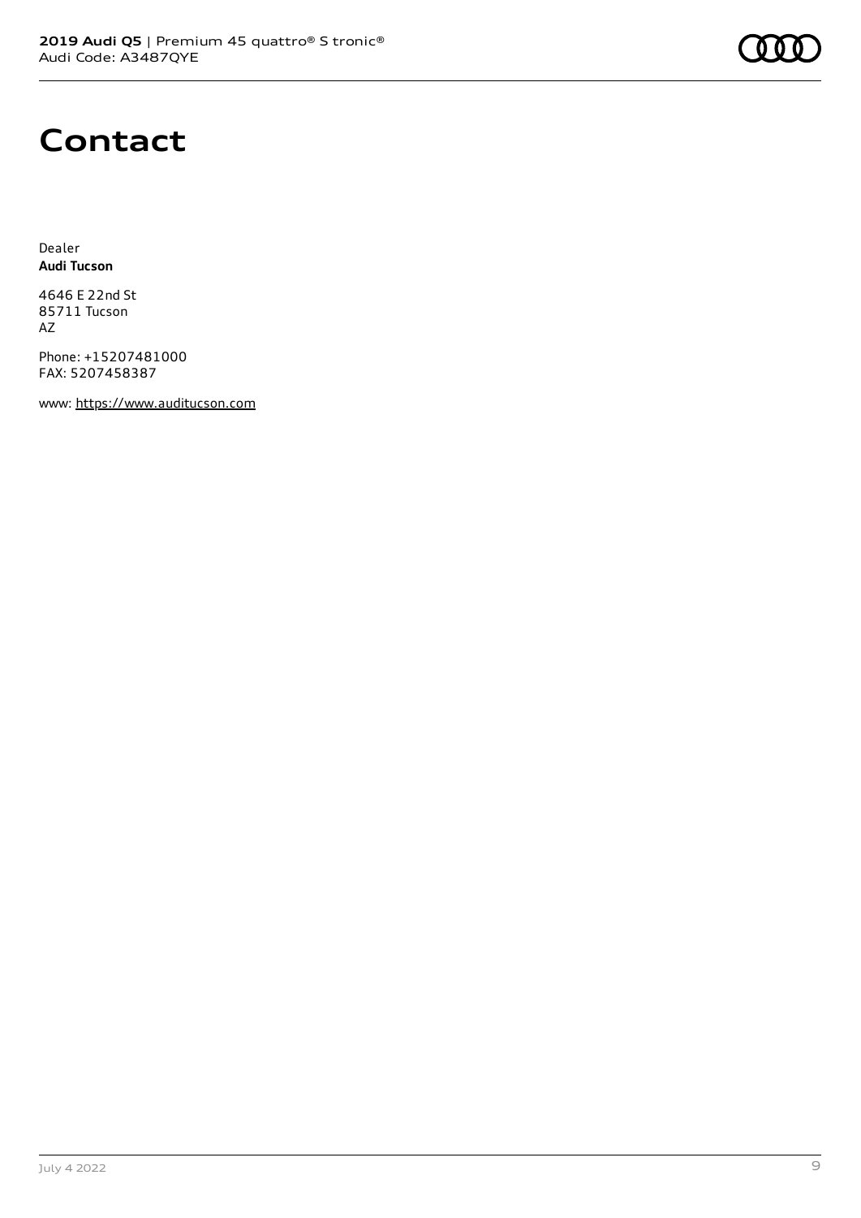# Contact

Dealer
**Audi Tucson**

4646 E 22nd St
85711 Tucson
AZ

Phone: +15207481000
FAX: 5207458387

www: https://www.auditucson.com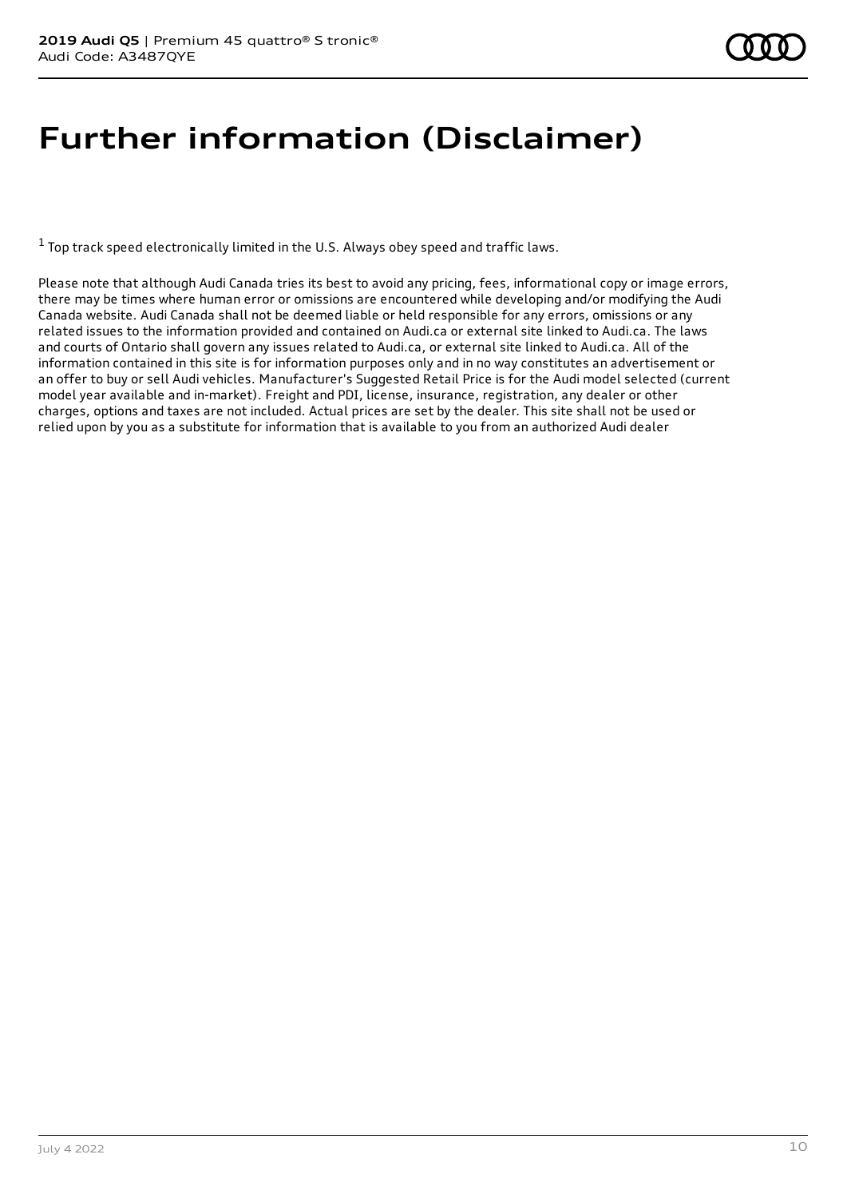# Further information (Disclaimer)

[1] Top track speed electronically limited in the U.S. Always obey speed and traffic laws.

Please note that although Audi Canada tries its best to avoid any pricing, fees, informational copy or image errors, there may be times where human error or omissions are encountered while developing and/or modifying the Audi Canada website. Audi Canada shall not be deemed liable or held responsible for any errors, omissions or any related issues to the information provided and contained on Audi.ca or external site linked to Audi.ca. The laws and courts of Ontario shall govern any issues related to Audi.ca, or external site linked to Audi.ca. All of the information contained in this site is for information purposes only and in no way constitutes an advertisement or an offer to buy or sell Audi vehicles. Manufacturer's Suggested Retail Price is for the Audi model selected (current model year available and in-market). Freight and PDI, license, insurance, registration, any dealer or other charges, options and taxes are not included. Actual prices are set by the dealer. This site shall not be used or relied upon by you as a substitute for information that is available to you from an authorized Audi dealer